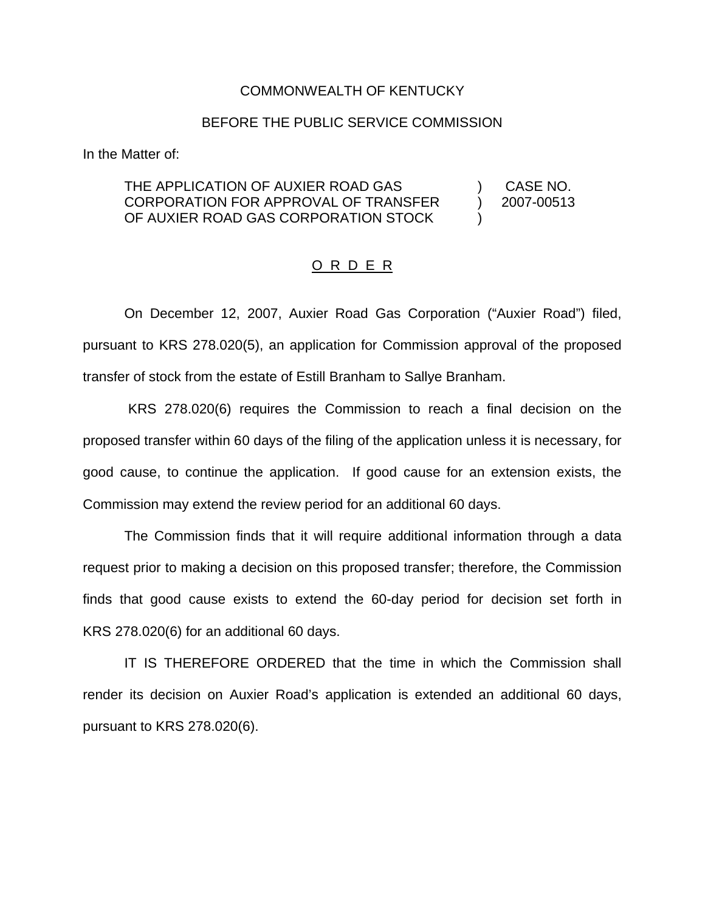COMMONWEALTH OF KENTUCKY

BEFORE THE PUBLIC SERVICE COMMISSION

In the Matter of:

| | | |
|---|---|---|
| THE APPLICATION OF AUXIER ROAD GAS CORPORATION FOR APPROVAL OF TRANSFER OF AUXIER ROAD GAS CORPORATION STOCK | ) ) ) | CASE NO. 2007-00513 |

<u>O R D E R</u>

On December 12, 2007, Auxier Road Gas Corporation ("Auxier Road") filed, pursuant to KRS 278.020(5), an application for Commission approval of the proposed transfer of stock from the estate of Estill Branham to Sallye Branham.

KRS 278.020(6) requires the Commission to reach a final decision on the proposed transfer within 60 days of the filing of the application unless it is necessary, for good cause, to continue the application. If good cause for an extension exists, the Commission may extend the review period for an additional 60 days.

The Commission finds that it will require additional information through a data request prior to making a decision on this proposed transfer; therefore, the Commission finds that good cause exists to extend the 60-day period for decision set forth in KRS 278.020(6) for an additional 60 days.

IT IS THEREFORE ORDERED that the time in which the Commission shall render its decision on Auxier Road's application is extended an additional 60 days, pursuant to KRS 278.020(6).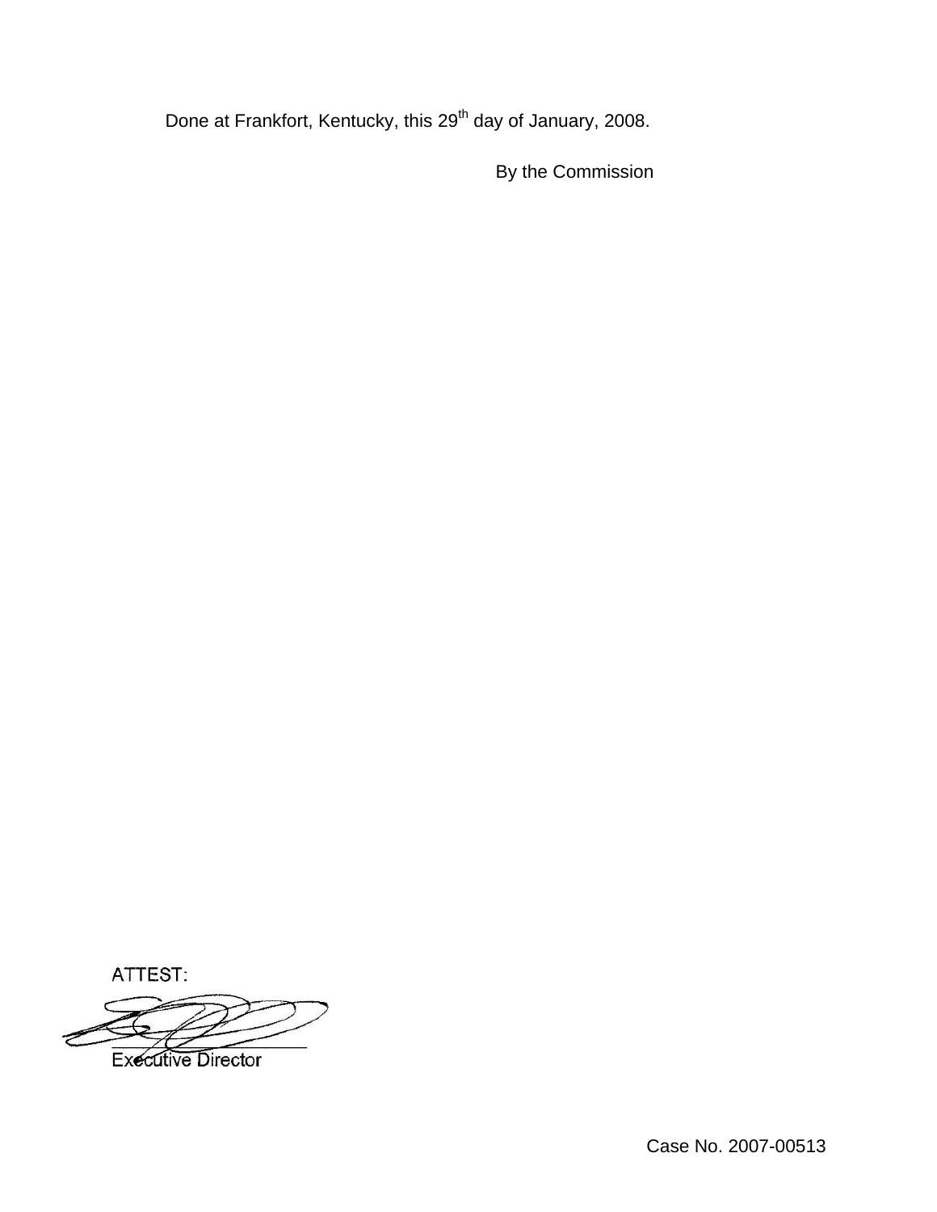Done at Frankfort, Kentucky, this 29th day of January, 2008.

By the Commission

ATTEST:

Executive Director

Case No. 2007-00513